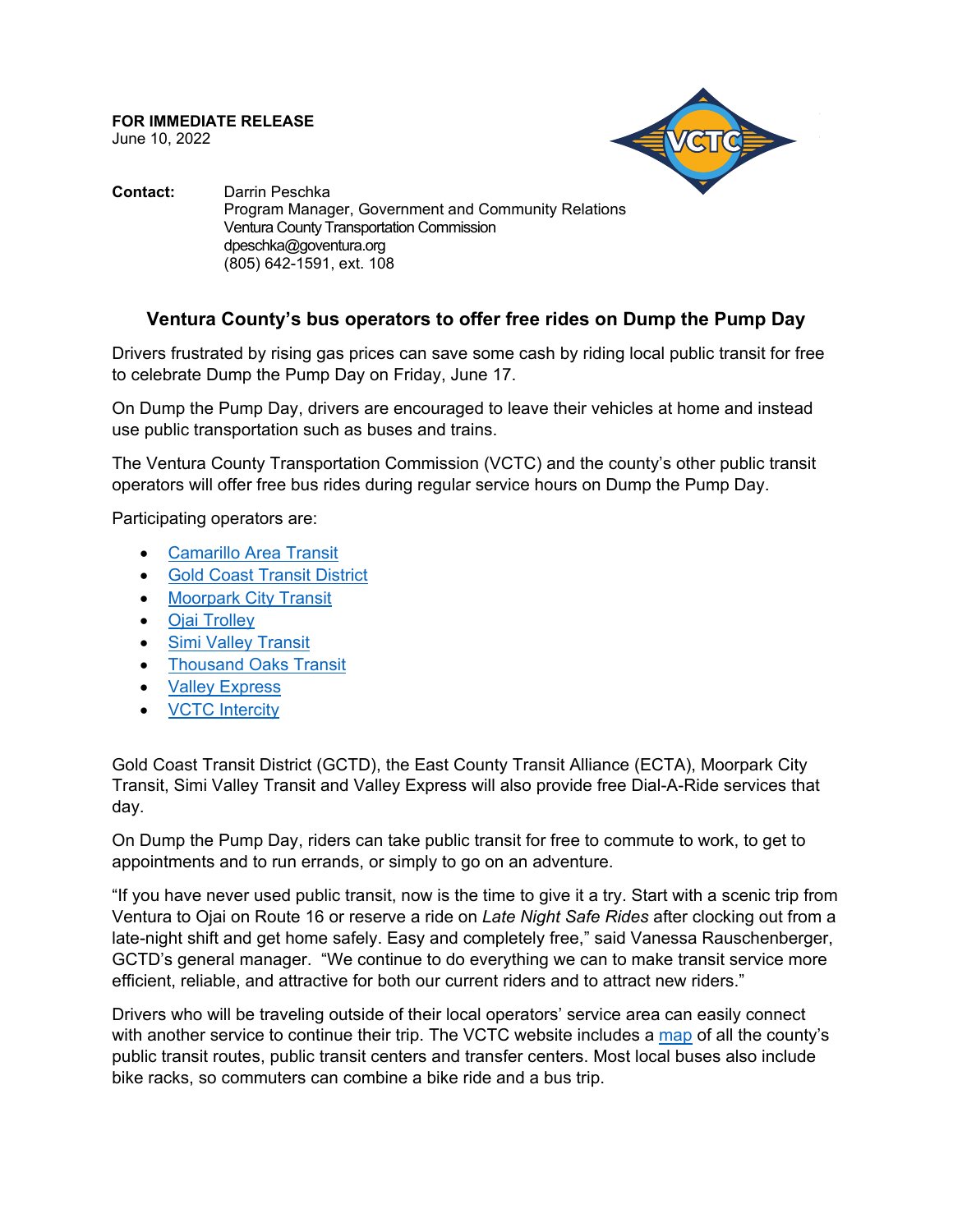**FOR IMMEDIATE RELEASE**
June 10, 2022

**Contact:** Darrin Peschka
Program Manager, Government and Community Relations
Ventura County Transportation Commission
dpeschka@goventura.org
(805) 642-1591, ext. 108

## Ventura County's bus operators to offer free rides on Dump the Pump Day

Drivers frustrated by rising gas prices can save some cash by riding local public transit for free to celebrate Dump the Pump Day on Friday, June 17.

On Dump the Pump Day, drivers are encouraged to leave their vehicles at home and instead use public transportation such as buses and trains.

The Ventura County Transportation Commission (VCTC) and the county's other public transit operators will offer free bus rides during regular service hours on Dump the Pump Day.

Participating operators are:

- Camarillo Area Transit
- Gold Coast Transit District
- Moorpark City Transit
- Ojai Trolley
- Simi Valley Transit
- Thousand Oaks Transit
- Valley Express
- VCTC Intercity

Gold Coast Transit District (GCTD), the East County Transit Alliance (ECTA), Moorpark City Transit, Simi Valley Transit and Valley Express will also provide free Dial-A-Ride services that day.

On Dump the Pump Day, riders can take public transit for free to commute to work, to get to appointments and to run errands, or simply to go on an adventure.

"If you have never used public transit, now is the time to give it a try. Start with a scenic trip from Ventura to Ojai on Route 16 or reserve a ride on *Late Night Safe Rides* after clocking out from a late-night shift and get home safely. Easy and completely free," said Vanessa Rauschenberger, GCTD's general manager. "We continue to do everything we can to make transit service more efficient, reliable, and attractive for both our current riders and to attract new riders."

Drivers who will be traveling outside of their local operators' service area can easily connect with another service to continue their trip. The VCTC website includes a map of all the county's public transit routes, public transit centers and transfer centers. Most local buses also include bike racks, so commuters can combine a bike ride and a bus trip.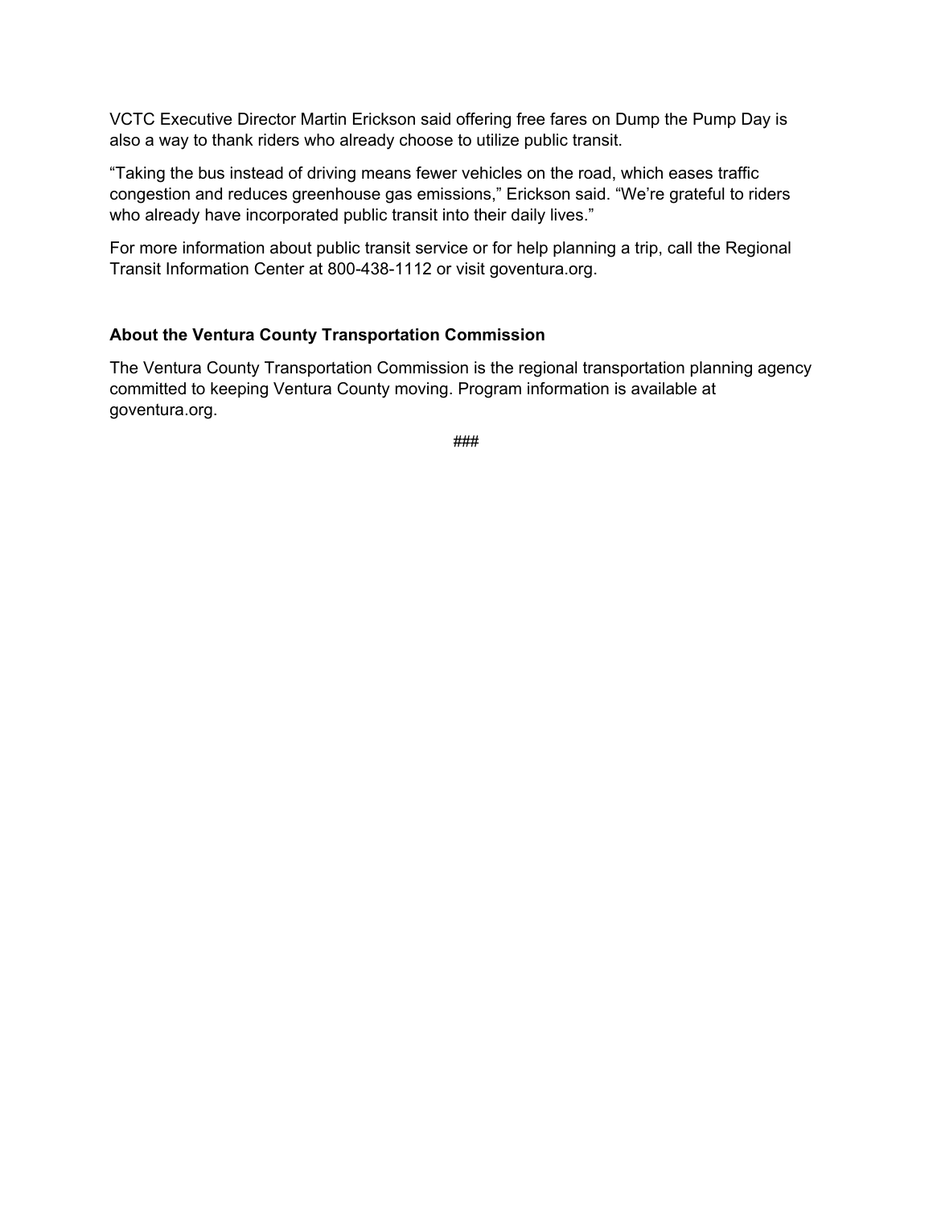VCTC Executive Director Martin Erickson said offering free fares on Dump the Pump Day is also a way to thank riders who already choose to utilize public transit.

“Taking the bus instead of driving means fewer vehicles on the road, which eases traffic congestion and reduces greenhouse gas emissions,” Erickson said. “We’re grateful to riders who already have incorporated public transit into their daily lives.”

For more information about public transit service or for help planning a trip, call the Regional Transit Information Center at 800-438-1112 or visit goventura.org.

**About the Ventura County Transportation Commission**

The Ventura County Transportation Commission is the regional transportation planning agency committed to keeping Ventura County moving. Program information is available at goventura.org.

###